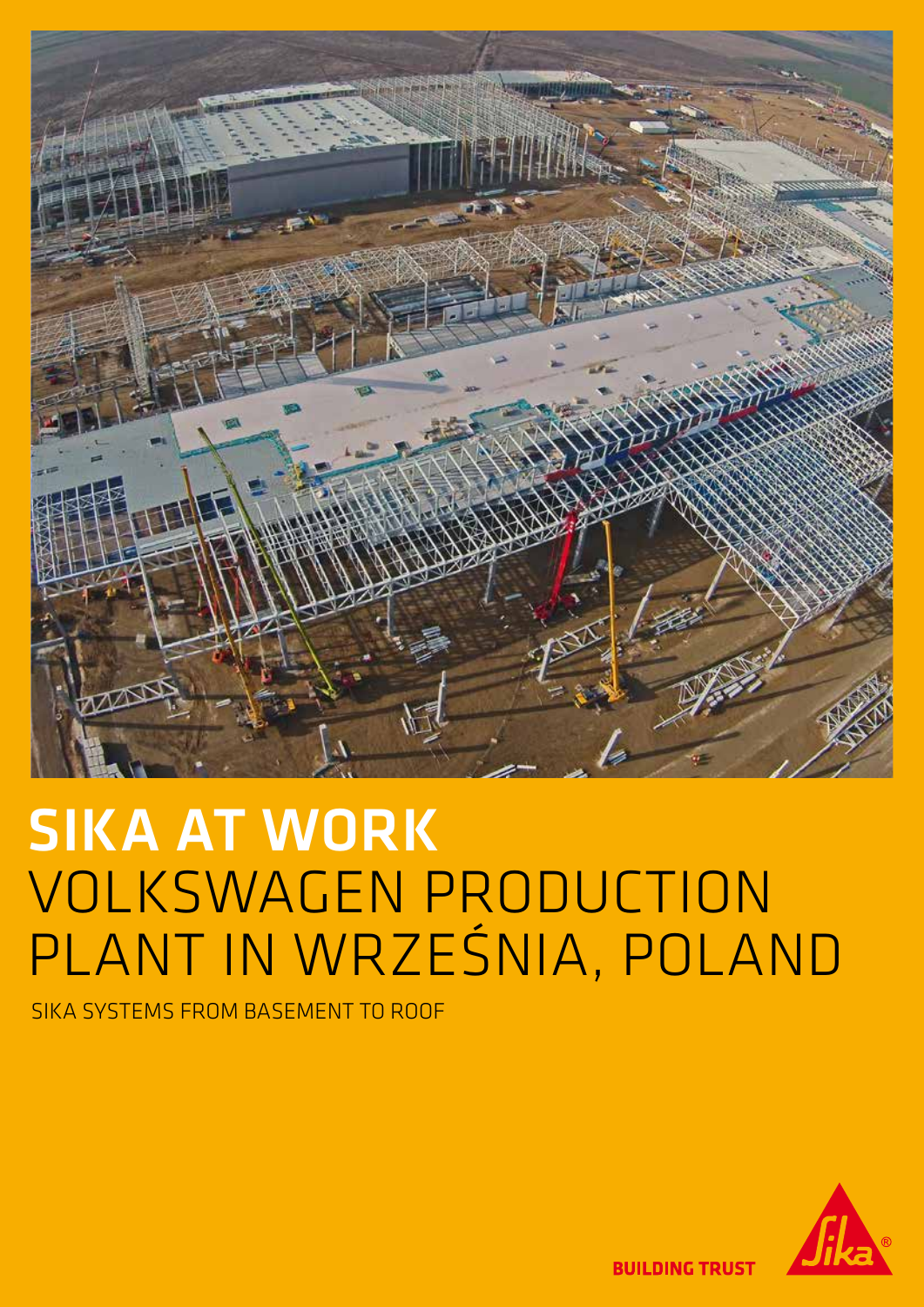# SIKA AT WORK
# VOLKSWAGEN PRODUCTION PLANT IN WRZEŚNIA, POLAND

SIKA SYSTEMS FROM BASEMENT TO ROOF

BUILDING TRUST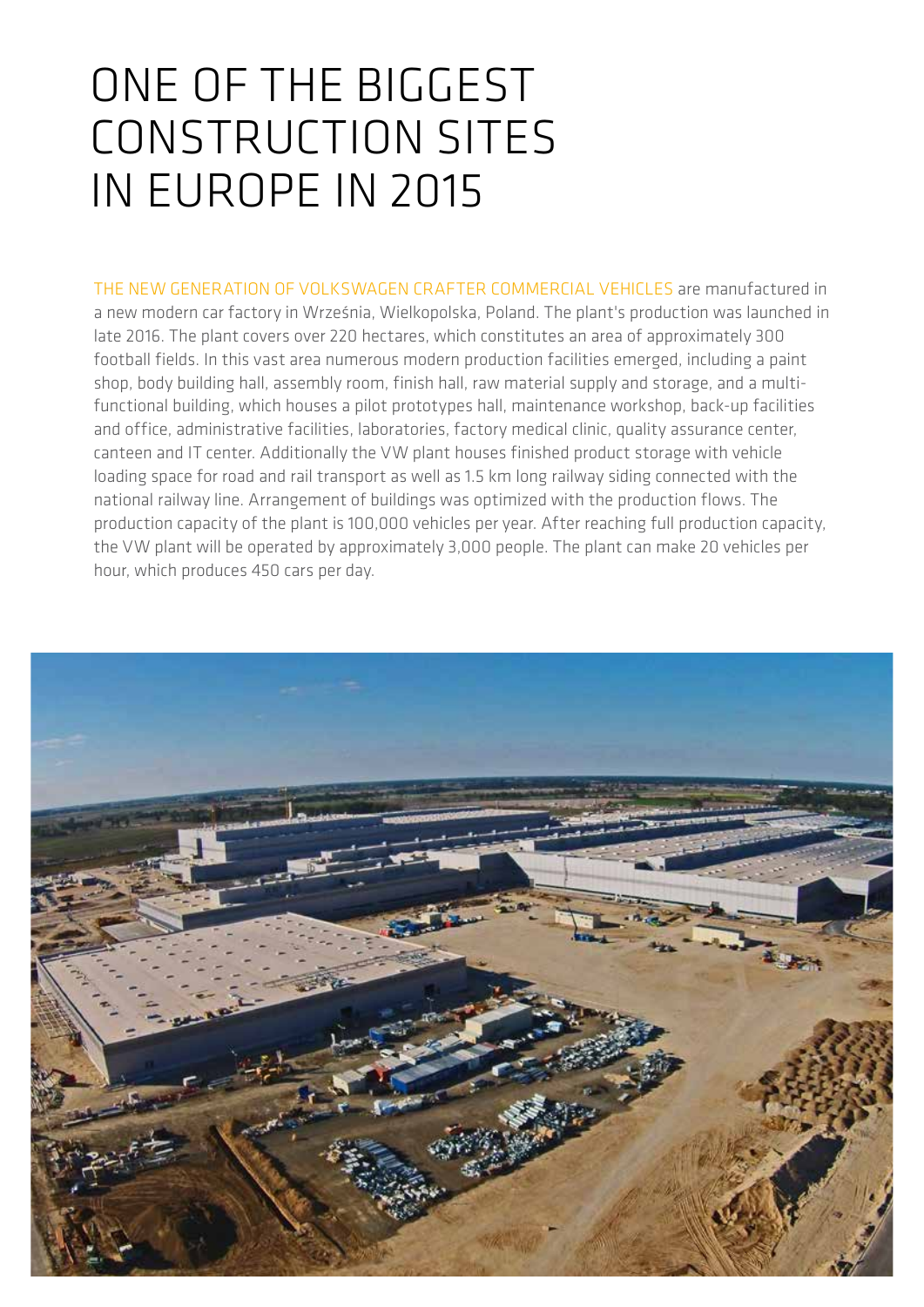# ONE OF THE BIGGEST CONSTRUCTION SITES IN EUROPE IN 2015

THE NEW GENERATION OF VOLKSWAGEN CRAFTER COMMERCIAL VEHICLES are manufactured in a new modern car factory in Września, Wielkopolska, Poland. The plant's production was launched in late 2016. The plant covers over 220 hectares, which constitutes an area of approximately 300 football fields. In this vast area numerous modern production facilities emerged, including a paint shop, body building hall, assembly room, finish hall, raw material supply and storage, and a multi-functional building, which houses a pilot prototypes hall, maintenance workshop, back-up facilities and office, administrative facilities, laboratories, factory medical clinic, quality assurance center, canteen and IT center. Additionally the VW plant houses finished product storage with vehicle loading space for road and rail transport as well as 1.5 km long railway siding connected with the national railway line. Arrangement of buildings was optimized with the production flows. The production capacity of the plant is 100,000 vehicles per year. After reaching full production capacity, the VW plant will be operated by approximately 3,000 people. The plant can make 20 vehicles per hour, which produces 450 cars per day.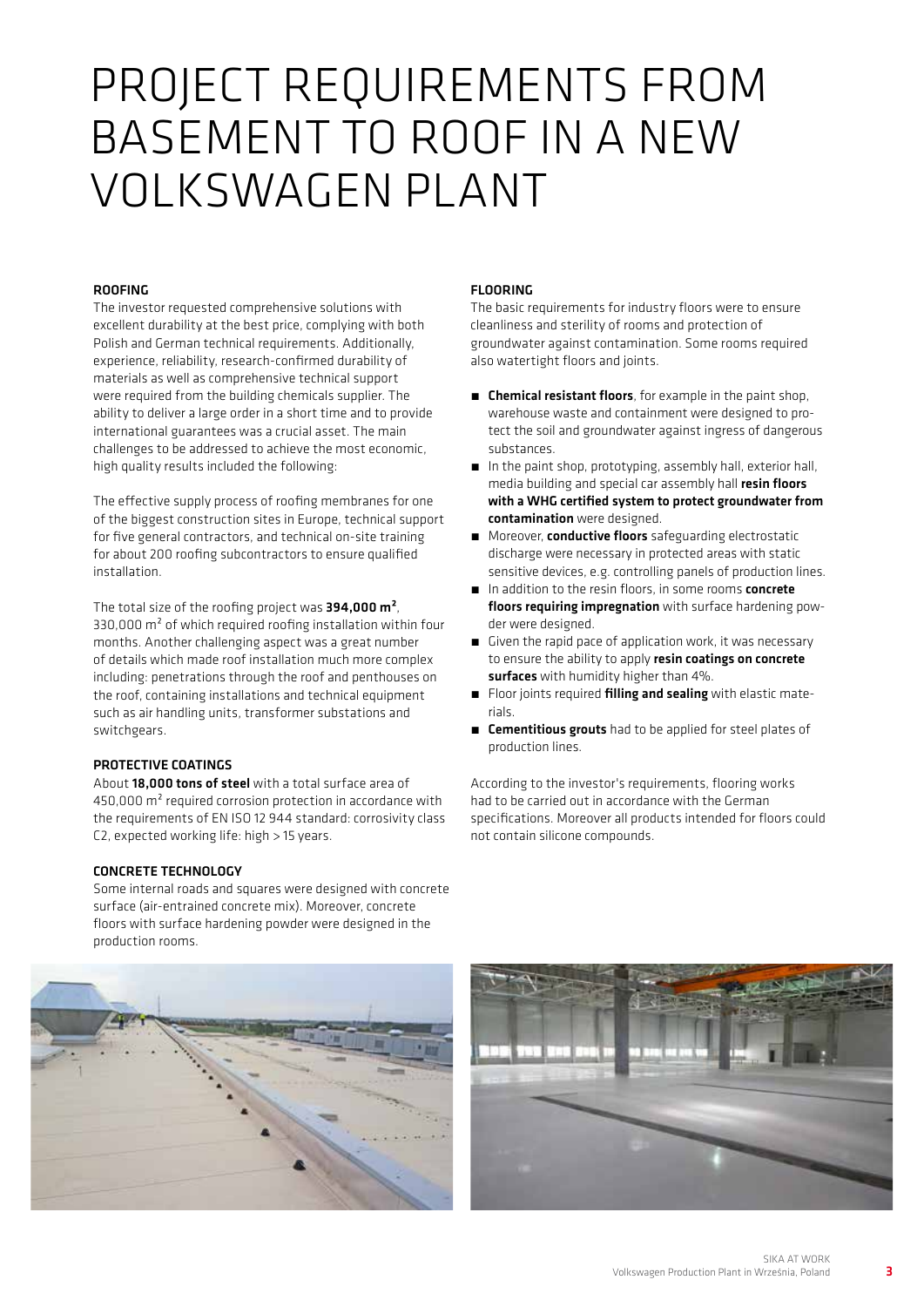# PROJECT REQUIREMENTS FROM BASEMENT TO ROOF IN A NEW VOLKSWAGEN PLANT

### ROOFING

The investor requested comprehensive solutions with excellent durability at the best price, complying with both Polish and German technical requirements. Additionally, experience, reliability, research-confirmed durability of materials as well as comprehensive technical support were required from the building chemicals supplier. The ability to deliver a large order in a short time and to provide international guarantees was a crucial asset. The main challenges to be addressed to achieve the most economic, high quality results included the following:

The effective supply process of roofing membranes for one of the biggest construction sites in Europe, technical support for five general contractors, and technical on-site training for about 200 roofing subcontractors to ensure qualified installation.

The total size of the roofing project was **394,000 m²**, 330,000 m² of which required roofing installation within four months. Another challenging aspect was a great number of details which made roof installation much more complex including: penetrations through the roof and penthouses on the roof, containing installations and technical equipment such as air handling units, transformer substations and switchgears.

### PROTECTIVE COATINGS

About **18,000 tons of steel** with a total surface area of 450,000 m² required corrosion protection in accordance with the requirements of EN ISO 12 944 standard: corrosivity class C2, expected working life: high > 15 years.

### CONCRETE TECHNOLOGY

Some internal roads and squares were designed with concrete surface (air-entrained concrete mix). Moreover, concrete floors with surface hardening powder were designed in the production rooms.

### FLOORING

The basic requirements for industry floors were to ensure cleanliness and sterility of rooms and protection of groundwater against contamination. Some rooms required also watertight floors and joints.

- **Chemical resistant floors**, for example in the paint shop, warehouse waste and containment were designed to protect the soil and groundwater against ingress of dangerous substances.
- In the paint shop, prototyping, assembly hall, exterior hall, media building and special car assembly hall **resin floors with a WHG certified system to protect groundwater from contamination** were designed.
- Moreover, **conductive floors** safeguarding electrostatic discharge were necessary in protected areas with static sensitive devices, e.g. controlling panels of production lines.
- In addition to the resin floors, in some rooms **concrete floors requiring impregnation** with surface hardening powder were designed.
- Given the rapid pace of application work, it was necessary to ensure the ability to apply **resin coatings on concrete surfaces** with humidity higher than 4%.
- Floor joints required **filling and sealing** with elastic materials.
- **Cementitious grouts** had to be applied for steel plates of production lines.

According to the investor's requirements, flooring works had to be carried out in accordance with the German specifications. Moreover all products intended for floors could not contain silicone compounds.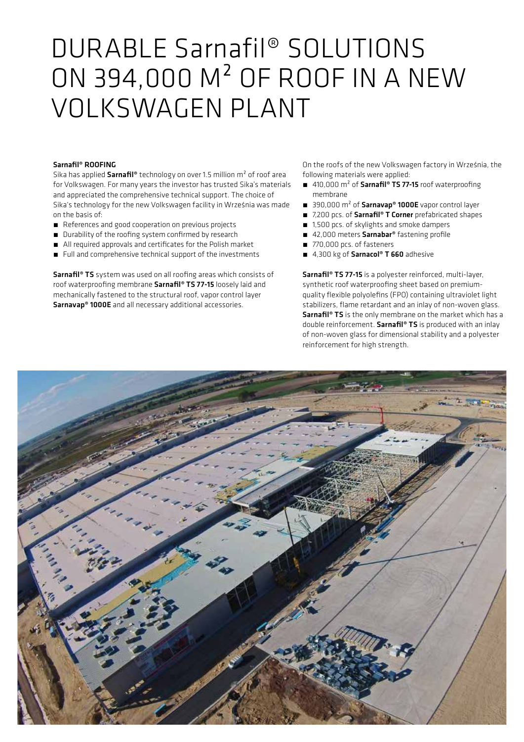# DURABLE Sarnafil® SOLUTIONS ON 394,000 M² OF ROOF IN A NEW VOLKSWAGEN PLANT

**Sarnafil® ROOFING**

Sika has applied **Sarnafil®** technology on over 1.5 million m² of roof area for Volkswagen. For many years the investor has trusted Sika's materials and appreciated the comprehensive technical support. The choice of Sika's technology for the new Volkswagen facility in Września was made on the basis of:

- References and good cooperation on previous projects
- Durability of the roofing system confirmed by research
- All required approvals and certificates for the Polish market
- Full and comprehensive technical support of the investments

**Sarnafil® TS** system was used on all roofing areas which consists of roof waterproofing membrane **Sarnafil® TS 77-15** loosely laid and mechanically fastened to the structural roof, vapor control layer **Sarnavap® 1000E** and all necessary additional accessories.

On the roofs of the new Volkswagen factory in Września, the following materials were applied:

- 410,000 m² of **Sarnafil® TS 77-15** roof waterproofing membrane
- 390,000 m² of **Sarnavap® 1000E** vapor control layer
- 7,200 pcs. of **Sarnafil® T Corner** prefabricated shapes
- 1,500 pcs. of skylights and smoke dampers
- 42,000 meters **Sarnabar®** fastening profile
- 770,000 pcs. of fasteners
- 4,300 kg of **Sarnacol® T 660** adhesive

**Sarnafil® TS 77-15** is a polyester reinforced, multi-layer, synthetic roof waterproofing sheet based on premium-quality flexible polyolefins (FPO) containing ultraviolet light stabilizers, flame retardant and an inlay of non-woven glass. **Sarnafil® TS** is the only membrane on the market which has a double reinforcement. **Sarnafil® TS** is produced with an inlay of non-woven glass for dimensional stability and a polyester reinforcement for high strength.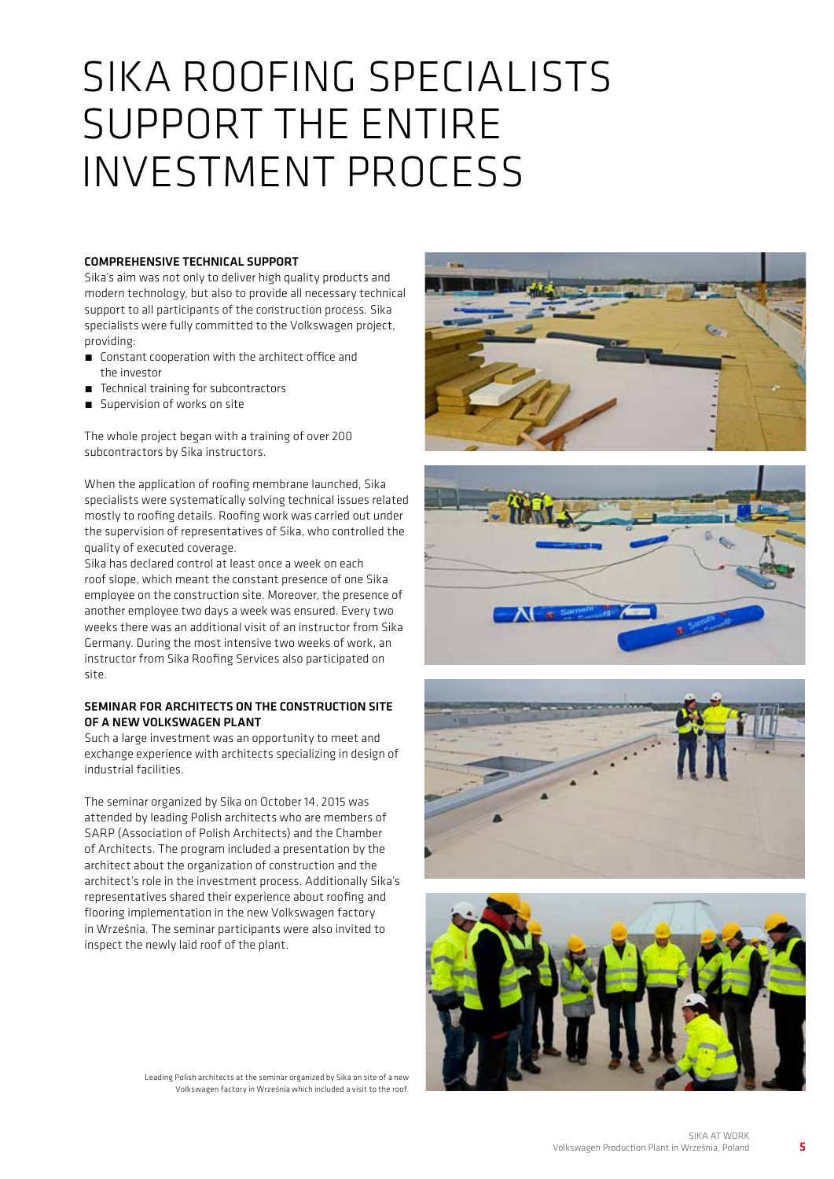# SIKA ROOFING SPECIALISTS SUPPORT THE ENTIRE INVESTMENT PROCESS

### COMPREHENSIVE TECHNICAL SUPPORT

Sika's aim was not only to deliver high quality products and modern technology, but also to provide all necessary technical support to all participants of the construction process. Sika specialists were fully committed to the Volkswagen project, providing:

- Constant cooperation with the architect office and the investor
- Technical training for subcontractors
- Supervision of works on site

The whole project began with a training of over 200 subcontractors by Sika instructors.

When the application of roofing membrane launched, Sika specialists were systematically solving technical issues related mostly to roofing details. Roofing work was carried out under the supervision of representatives of Sika, who controlled the quality of executed coverage.

Sika has declared control at least once a week on each roof slope, which meant the constant presence of one Sika employee on the construction site. Moreover, the presence of another employee two days a week was ensured. Every two weeks there was an additional visit of an instructor from Sika Germany. During the most intensive two weeks of work, an instructor from Sika Roofing Services also participated on site.

### SEMINAR FOR ARCHITECTS ON THE CONSTRUCTION SITE OF A NEW VOLKSWAGEN PLANT

Such a large investment was an opportunity to meet and exchange experience with architects specializing in design of industrial facilities.

The seminar organized by Sika on October 14, 2015 was attended by leading Polish architects who are members of SARP (Association of Polish Architects) and the Chamber of Architects. The program included a presentation by the architect about the organization of construction and the architect's role in the investment process. Additionally Sika's representatives shared their experience about roofing and flooring implementation in the new Volkswagen factory in Września. The seminar participants were also invited to inspect the newly laid roof of the plant.

Leading Polish architects at the seminar organized by Sika on site of a new Volkswagen factory in Września which included a visit to the roof.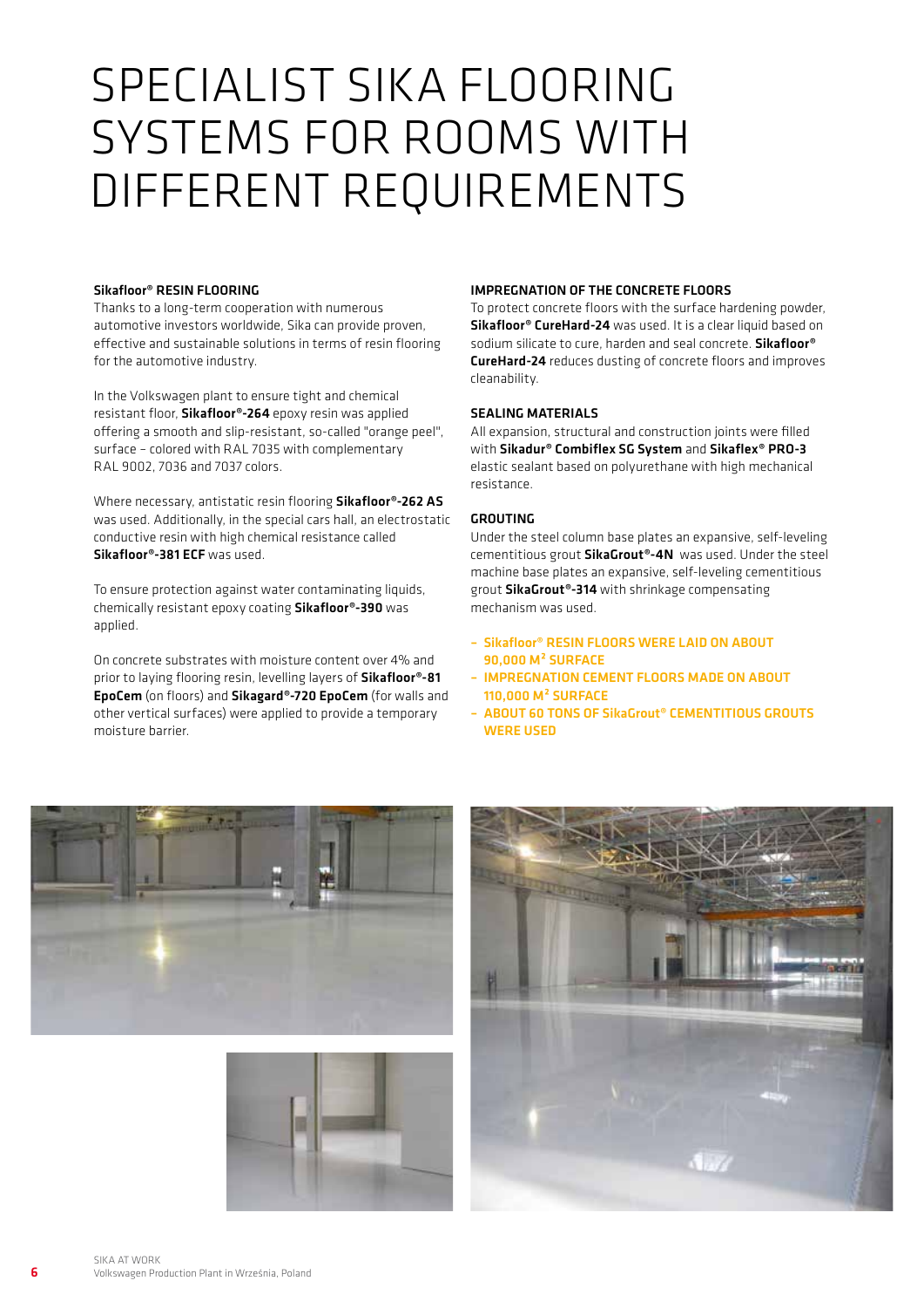# SPECIALIST SIKA FLOORING SYSTEMS FOR ROOMS WITH DIFFERENT REQUIREMENTS

**Sikafloor® RESIN FLOORING**

Thanks to a long-term cooperation with numerous automotive investors worldwide, Sika can provide proven, effective and sustainable solutions in terms of resin flooring for the automotive industry.

In the Volkswagen plant to ensure tight and chemical resistant floor, **Sikafloor®-264** epoxy resin was applied offering a smooth and slip-resistant, so-called "orange peel", surface – colored with RAL 7035 with complementary RAL 9002, 7036 and 7037 colors.

Where necessary, antistatic resin flooring **Sikafloor®-262 AS** was used. Additionally, in the special cars hall, an electrostatic conductive resin with high chemical resistance called **Sikafloor®-381 ECF** was used.

To ensure protection against water contaminating liquids, chemically resistant epoxy coating **Sikafloor®-390** was applied.

On concrete substrates with moisture content over 4% and prior to laying flooring resin, levelling layers of **Sikafloor®-81 EpoCem** (on floors) and **Sikagard®-720 EpoCem** (for walls and other vertical surfaces) were applied to provide a temporary moisture barrier.

**IMPREGNATION OF THE CONCRETE FLOORS**

To protect concrete floors with the surface hardening powder, **Sikafloor® CureHard-24** was used. It is a clear liquid based on sodium silicate to cure, harden and seal concrete. **Sikafloor® CureHard-24** reduces dusting of concrete floors and improves cleanability.

**SEALING MATERIALS**

All expansion, structural and construction joints were filled with **Sikadur® Combiflex SG System** and **Sikaflex® PRO-3** elastic sealant based on polyurethane with high mechanical resistance.

**GROUTING**

Under the steel column base plates an expansive, self-leveling cementitious grout **SikaGrout®-4N** was used. Under the steel machine base plates an expansive, self-leveling cementitious grout **SikaGrout®-314** with shrinkage compensating mechanism was used.

- **Sikafloor® RESIN FLOORS WERE LAID ON ABOUT 90,000 M² SURFACE**
- **IMPREGNATION CEMENT FLOORS MADE ON ABOUT 110,000 M² SURFACE**
- **ABOUT 60 TONS OF SikaGrout® CEMENTITIOUS GROUTS WERE USED**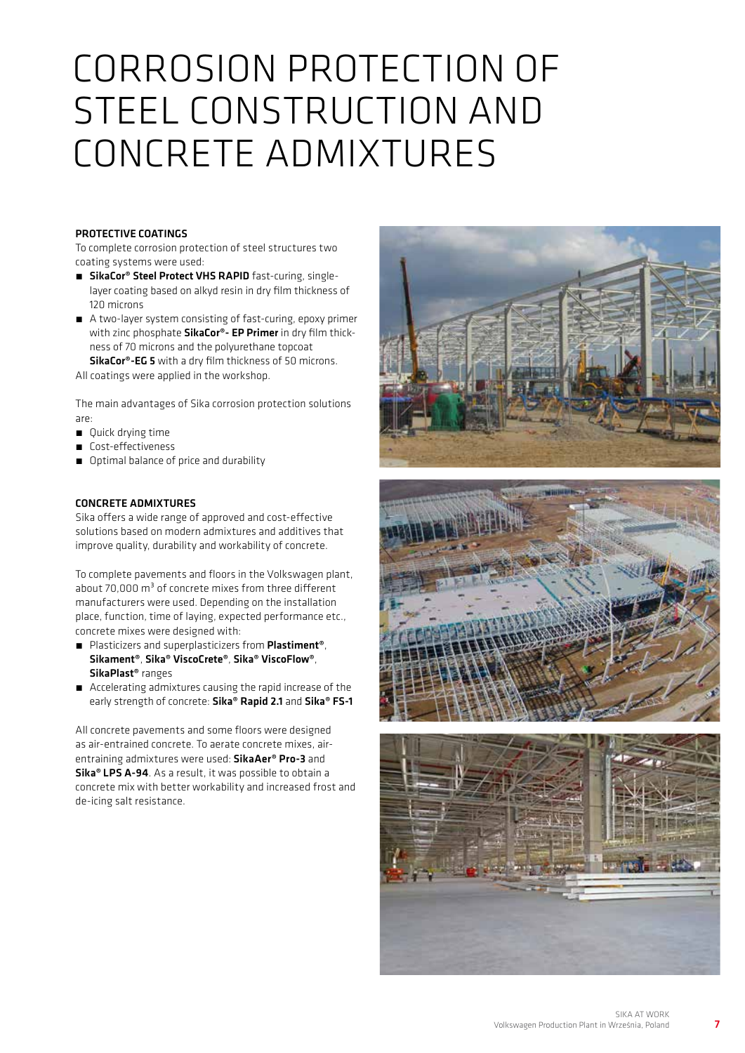# CORROSION PROTECTION OF STEEL CONSTRUCTION AND CONCRETE ADMIXTURES

## PROTECTIVE COATINGS

To complete corrosion protection of steel structures two coating systems were used:

- **SikaCor® Steel Protect VHS RAPID** fast-curing, single-layer coating based on alkyd resin in dry film thickness of 120 microns
- A two-layer system consisting of fast-curing, epoxy primer with zinc phosphate **SikaCor®- EP Primer** in dry film thickness of 70 microns and the polyurethane topcoat **SikaCor®-EG 5** with a dry film thickness of 50 microns.

All coatings were applied in the workshop.

The main advantages of Sika corrosion protection solutions are:

- Quick drying time
- Cost-effectiveness
- Optimal balance of price and durability

## CONCRETE ADMIXTURES

Sika offers a wide range of approved and cost-effective solutions based on modern admixtures and additives that improve quality, durability and workability of concrete.

To complete pavements and floors in the Volkswagen plant, about 70,000 $m^3$ of concrete mixes from three different manufacturers were used. Depending on the installation place, function, time of laying, expected performance etc., concrete mixes were designed with:

- Plasticizers and superplasticizers from **Plastiment®**, **Sikament®**, **Sika® ViscoCrete®**, **Sika® ViscoFlow®**, **SikaPlast®** ranges
- Accelerating admixtures causing the rapid increase of the early strength of concrete: **Sika® Rapid 2.1** and **Sika® FS-1**

All concrete pavements and some floors were designed as air-entrained concrete. To aerate concrete mixes, air-entraining admixtures were used: **SikaAer® Pro-3** and **Sika® LPS A-94**. As a result, it was possible to obtain a concrete mix with better workability and increased frost and de-icing salt resistance.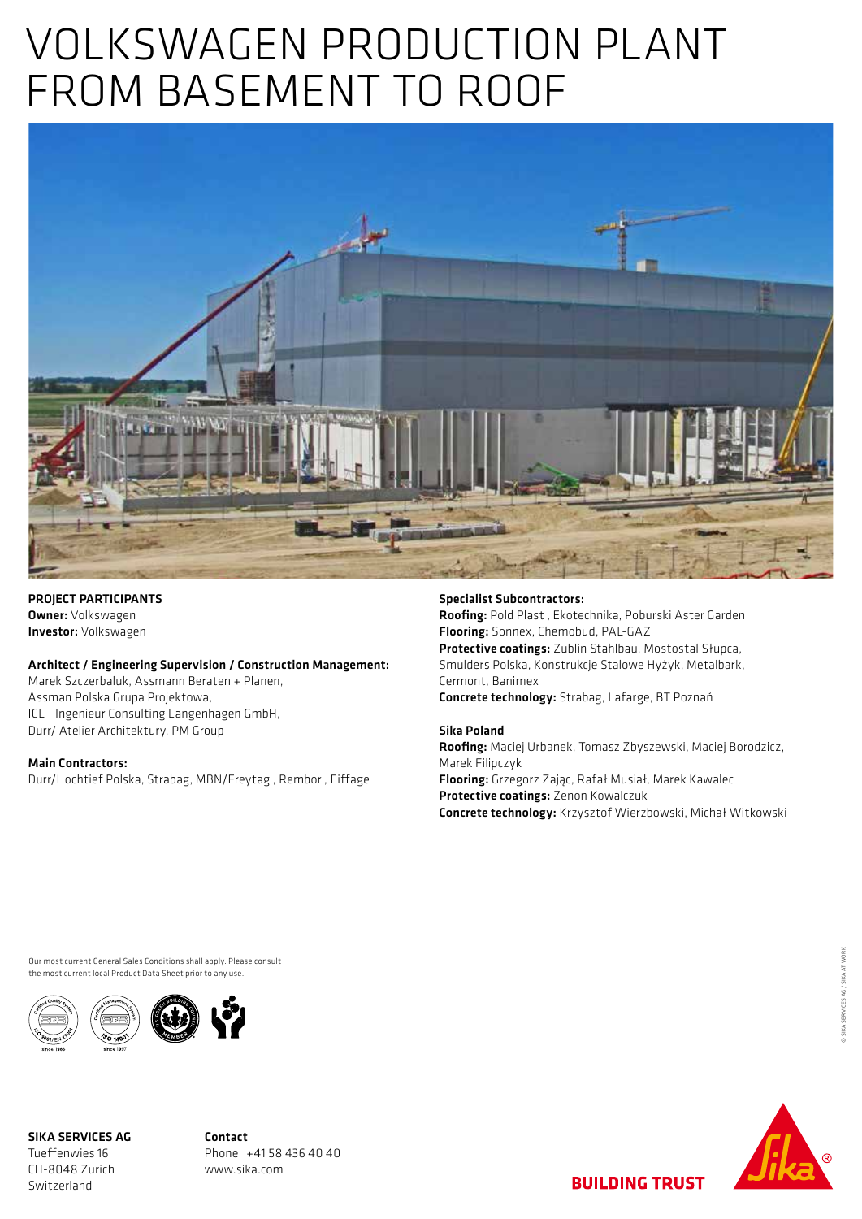# VOLKSWAGEN PRODUCTION PLANT FROM BASEMENT TO ROOF

**PROJECT PARTICIPANTS**
**Owner:** Volkswagen
**Investor:** Volkswagen

**Architect / Engineering Supervision / Construction Management:**
Marek Szczerbaluk, Assmann Beraten + Planen,
Assman Polska Grupa Projektowa,
ICL - Ingenieur Consulting Langenhagen GmbH,
Durr/ Atelier Architektury, PM Group

**Main Contractors:**
Durr/Hochtief Polska, Strabag, MBN/Freytag , Rembor , Eiffage

**Specialist Subcontractors:**
**Roofing:** Pold Plast , Ekotechnika, Poburski Aster Garden
**Flooring:** Sonnex, Chemobud, PAL-GAZ
**Protective coatings:** Zublin Stahlbau, Mostostal Słupca, Smulders Polska, Konstrukcje Stalowe Hyżyk, Metalbark, Cermont, Banimex
**Concrete technology:** Strabag, Lafarge, BT Poznań

**Sika Poland**
**Roofing:** Maciej Urbanek, Tomasz Zbyszewski, Maciej Borodzicz, Marek Filipczyk
**Flooring:** Grzegorz Zając, Rafał Musiał, Marek Kawalec
**Protective coatings:** Zenon Kowalczuk
**Concrete technology:** Krzysztof Wierzbowski, Michał Witkowski

Our most current General Sales Conditions shall apply. Please consult the most current local Product Data Sheet prior to any use.

**SIKA SERVICES AG**
Tueffenwies 16
CH-8048 Zurich
Switzerland

**Contact**
Phone +41 58 436 40 40
www.sika.com

**BUILDING TRUST**